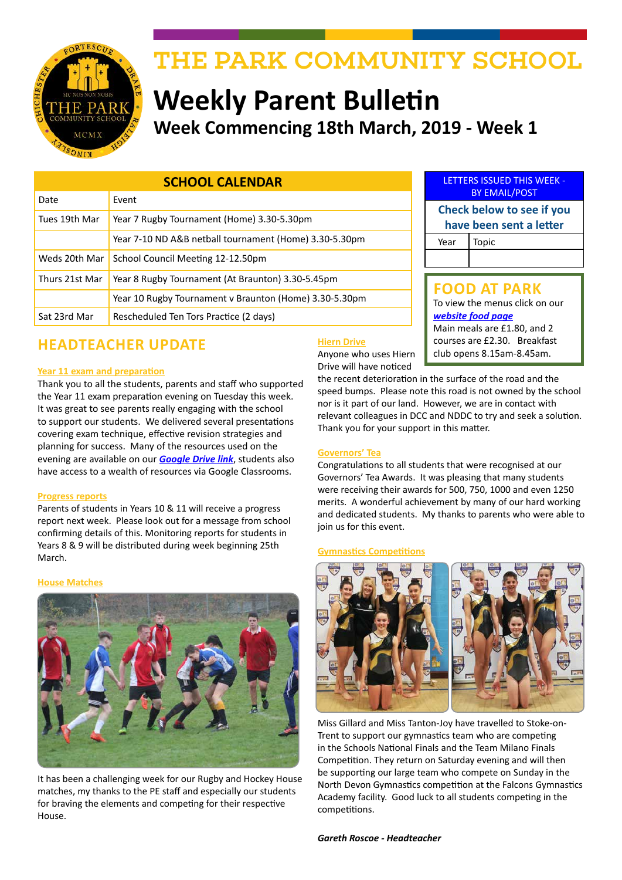# THE PARK COMMUNITY SCHOOL

# Weekly Parent Bulletin

## Week Commencing 18th March, 2019 - Week 1

| SCHOOL CALENDAR | |
|---|---|
| Date | Event |
| Tues 19th Mar | Year 7 Rugby Tournament (Home) 3.30-5.30pm |
| | Year 7-10 ND A&B netball tournament (Home) 3.30-5.30pm |
| Weds 20th Mar | School Council Meeting 12-12.50pm |
| Thurs 21st Mar | Year 8 Rugby Tournament (At Braunton) 3.30-5.45pm |
| | Year 10 Rugby Tournament v Braunton (Home) 3.30-5.30pm |
| Sat 23rd Mar | Rescheduled Ten Tors Practice (2 days) |

| LETTERS ISSUED THIS WEEK - BY EMAIL/POST | |
|---|---|
| **Check below to see if you have been sent a letter** | |
| Year | Topic |
| | |

## FOOD AT PARK

To view the menus click on our ***website food page***

Main meals are £1.80, and 2 courses are £2.30. Breakfast club opens 8.15am-8.45am.

## HEADTEACHER UPDATE

**Year 11 exam and preparation**

Thank you to all the students, parents and staff who supported the Year 11 exam preparation evening on Tuesday this week. It was great to see parents really engaging with the school to support our students. We delivered several presentations covering exam technique, effective revision strategies and planning for success. Many of the resources used on the evening are available on our ***Google Drive link***, students also have access to a wealth of resources via Google Classrooms.

**Progress reports**

Parents of students in Years 10 & 11 will receive a progress report next week. Please look out for a message from school confirming details of this. Monitoring reports for students in Years 8 & 9 will be distributed during week beginning 25th March.

**House Matches**

It has been a challenging week for our Rugby and Hockey House matches, my thanks to the PE staff and especially our students for braving the elements and competing for their respective House.

**Hiern Drive**

Anyone who uses Hiern Drive will have noticed the recent deterioration in the surface of the road and the speed bumps. Please note this road is not owned by the school nor is it part of our land. However, we are in contact with relevant colleagues in DCC and NDDC to try and seek a solution. Thank you for your support in this matter.

**Governors' Tea**

Congratulations to all students that were recognised at our Governors' Tea Awards. It was pleasing that many students were receiving their awards for 500, 750, 1000 and even 1250 merits. A wonderful achievement by many of our hard working and dedicated students. My thanks to parents who were able to join us for this event.

**Gymnastics Competitions**

Miss Gillard and Miss Tanton-Joy have travelled to Stoke-on-Trent to support our gymnastics team who are competing in the Schools National Finals and the Team Milano Finals Competition. They return on Saturday evening and will then be supporting our large team who compete on Sunday in the North Devon Gymnastics competition at the Falcons Gymnastics Academy facility. Good luck to all students competing in the competitions.

***Gareth Roscoe - Headteacher***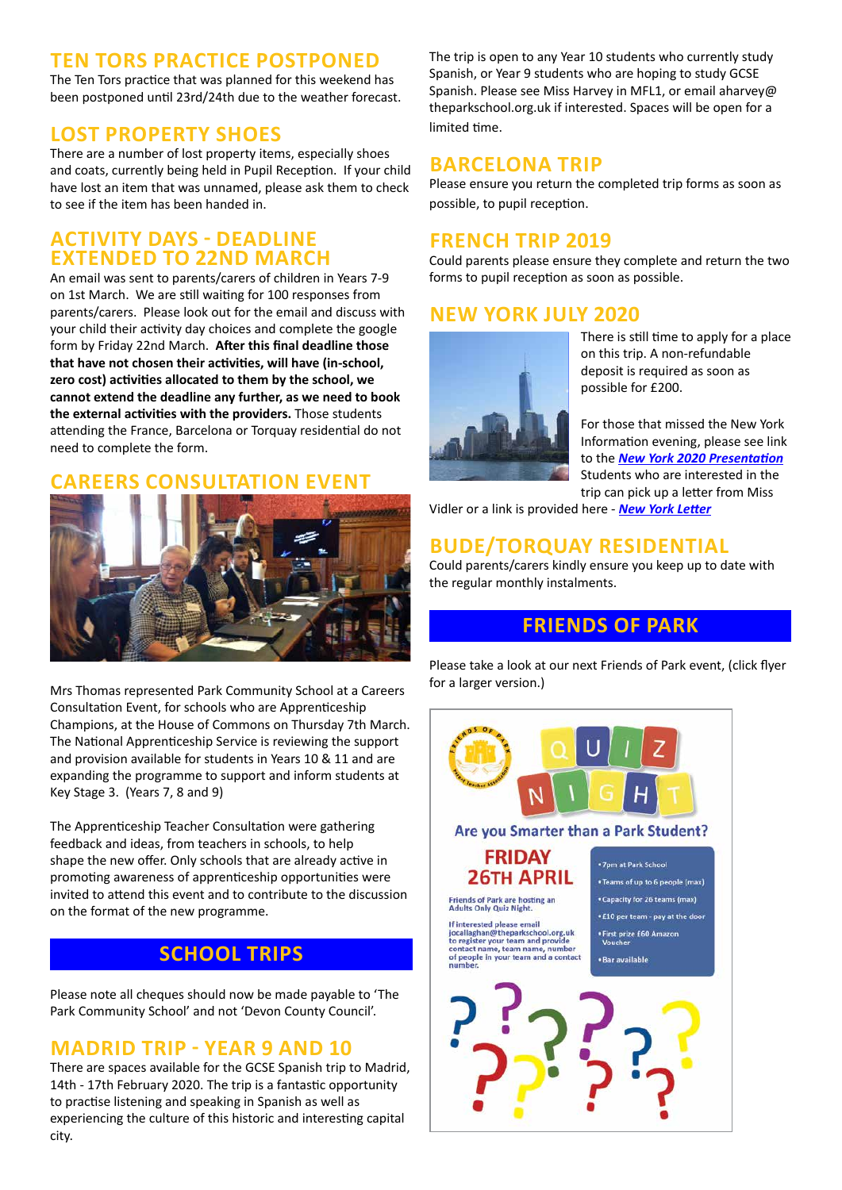## TEN TORS PRACTICE POSTPONED

The Ten Tors practice that was planned for this weekend has been postponed until 23rd/24th due to the weather forecast.

## LOST PROPERTY SHOES

There are a number of lost property items, especially shoes and coats, currently being held in Pupil Reception. If your child have lost an item that was unnamed, please ask them to check to see if the item has been handed in.

## ACTIVITY DAYS - DEADLINE EXTENDED TO 22ND MARCH

An email was sent to parents/carers of children in Years 7-9 on 1st March. We are still waiting for 100 responses from parents/carers. Please look out for the email and discuss with your child their activity day choices and complete the google form by Friday 22nd March. **After this final deadline those that have not chosen their activities, will have (in-school, zero cost) activities allocated to them by the school, we cannot extend the deadline any further, as we need to book the external activities with the providers.** Those students attending the France, Barcelona or Torquay residential do not need to complete the form.

## CAREERS CONSULTATION EVENT

Mrs Thomas represented Park Community School at a Careers Consultation Event, for schools who are Apprenticeship Champions, at the House of Commons on Thursday 7th March. The National Apprenticeship Service is reviewing the support and provision available for students in Years 10 & 11 and are expanding the programme to support and inform students at Key Stage 3. (Years 7, 8 and 9)

The Apprenticeship Teacher Consultation were gathering feedback and ideas, from teachers in schools, to help shape the new offer. Only schools that are already active in promoting awareness of apprenticeship opportunities were invited to attend this event and to contribute to the discussion on the format of the new programme.

# SCHOOL TRIPS

Please note all cheques should now be made payable to 'The Park Community School' and not 'Devon County Council'.

## MADRID TRIP - YEAR 9 AND 10

There are spaces available for the GCSE Spanish trip to Madrid, 14th - 17th February 2020. The trip is a fantastic opportunity to practise listening and speaking in Spanish as well as experiencing the culture of this historic and interesting capital city.

The trip is open to any Year 10 students who currently study Spanish, or Year 9 students who are hoping to study GCSE Spanish. Please see Miss Harvey in MFL1, or email aharvey@theparkschool.org.uk if interested. Spaces will be open for a limited time.

## BARCELONA TRIP

Please ensure you return the completed trip forms as soon as possible, to pupil reception.

## FRENCH TRIP 2019

Could parents please ensure they complete and return the two forms to pupil reception as soon as possible.

## NEW YORK JULY 2020

There is still time to apply for a place on this trip. A non-refundable deposit is required as soon as possible for £200.

For those that missed the New York Information evening, please see link to the ***New York 2020 Presentation*** Students who are interested in the trip can pick up a letter from Miss Vidler or a link is provided here - ***New York Letter***

## BUDE/TORQUAY RESIDENTIAL

Could parents/carers kindly ensure you keep up to date with the regular monthly instalments.

# FRIENDS OF PARK

Please take a look at our next Friends of Park event, (click flyer for a larger version.)

QUIZ NIGHT

Are you Smarter than a Park Student?

**FRIDAY 26TH APRIL**

Friends of Park are hosting an Adults Only Quiz Night.

If interested please email jocallaghan@theparkschool.org.uk to register your team and provide contact name, team name, number of people in your team and a contact number.

- 7pm at Park School
- Teams of up to 6 people (max)
- Capacity for 26 teams (max)
- £10 per team - pay at the door
- First prize £60 Amazon Voucher
- Bar available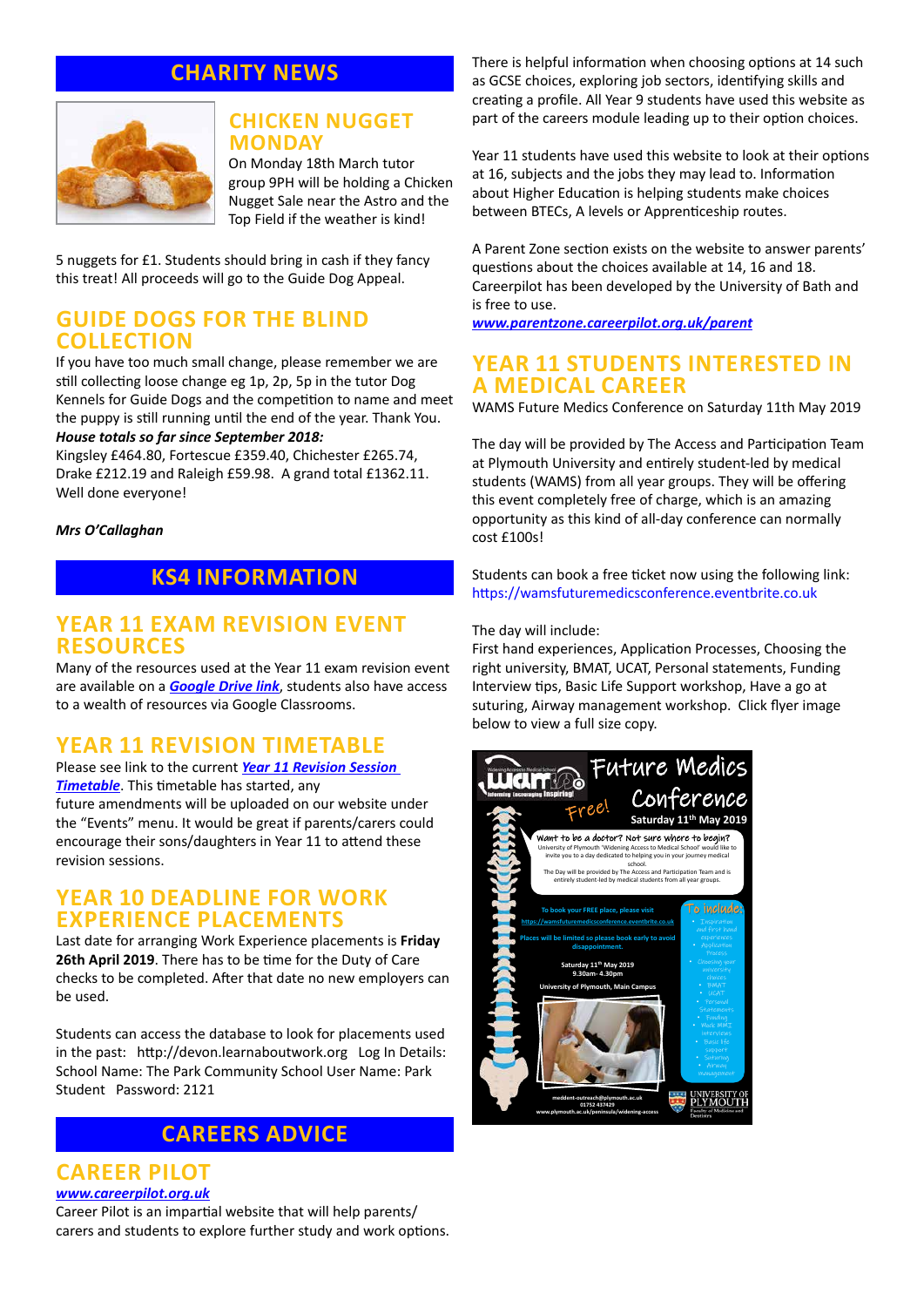## CHARITY NEWS

### CHICKEN NUGGET MONDAY

On Monday 18th March tutor group 9PH will be holding a Chicken Nugget Sale near the Astro and the Top Field if the weather is kind!

5 nuggets for £1. Students should bring in cash if they fancy this treat! All proceeds will go to the Guide Dog Appeal.

### GUIDE DOGS FOR THE BLIND COLLECTION

If you have too much small change, please remember we are still collecting loose change eg 1p, 2p, 5p in the tutor Dog Kennels for Guide Dogs and the competition to name and meet the puppy is still running until the end of the year. Thank You.

***House totals so far since September 2018:***

Kingsley £464.80, Fortescue £359.40, Chichester £265.74, Drake £212.19 and Raleigh £59.98. A grand total £1362.11. Well done everyone!

***Mrs O'Callaghan***

## KS4 INFORMATION

### YEAR 11 EXAM REVISION EVENT RESOURCES

Many of the resources used at the Year 11 exam revision event are available on a ***Google Drive link***, students also have access to a wealth of resources via Google Classrooms.

### YEAR 11 REVISION TIMETABLE

Please see link to the current ***Year 11 Revision Session Timetable***. This timetable has started, any future amendments will be uploaded on our website under the "Events" menu. It would be great if parents/carers could encourage their sons/daughters in Year 11 to attend these revision sessions.

### YEAR 10 DEADLINE FOR WORK EXPERIENCE PLACEMENTS

Last date for arranging Work Experience placements is **Friday 26th April 2019**. There has to be time for the Duty of Care checks to be completed. After that date no new employers can be used.

Students can access the database to look for placements used in the past: http://devon.learnaboutwork.org Log In Details: School Name: The Park Community School User Name: Park Student Password: 2121

## CAREERS ADVICE

### CAREER PILOT

***www.careerpilot.org.uk***

Career Pilot is an impartial website that will help parents/carers and students to explore further study and work options.

There is helpful information when choosing options at 14 such as GCSE choices, exploring job sectors, identifying skills and creating a profile. All Year 9 students have used this website as part of the careers module leading up to their option choices.

Year 11 students have used this website to look at their options at 16, subjects and the jobs they may lead to. Information about Higher Education is helping students make choices between BTECs, A levels or Apprenticeship routes.

A Parent Zone section exists on the website to answer parents' questions about the choices available at 14, 16 and 18. Careerpilot has been developed by the University of Bath and is free to use.

***www.parentzone.careerpilot.org.uk/parent***

### YEAR 11 STUDENTS INTERESTED IN A MEDICAL CAREER

WAMS Future Medics Conference on Saturday 11th May 2019

The day will be provided by The Access and Participation Team at Plymouth University and entirely student-led by medical students (WAMS) from all year groups. They will be offering this event completely free of charge, which is an amazing opportunity as this kind of all-day conference can normally cost £100s!

Students can book a free ticket now using the following link: https://wamsfuturemedicsconference.eventbrite.co.uk

The day will include:

First hand experiences, Application Processes, Choosing the right university, BMAT, UCAT, Personal statements, Funding Interview tips, Basic Life Support workshop, Have a go at suturing, Airway management workshop. Click flyer image below to view a full size copy.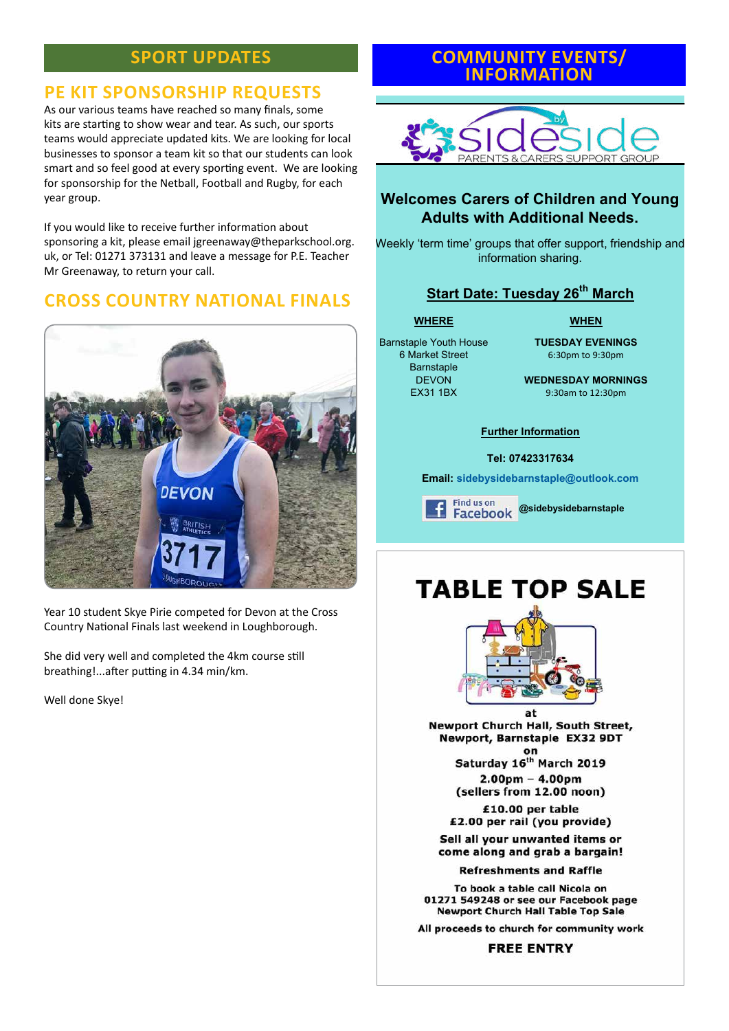## SPORT UPDATES

### PE KIT SPONSORSHIP REQUESTS

As our various teams have reached so many finals, some kits are starting to show wear and tear. As such, our sports teams would appreciate updated kits. We are looking for local businesses to sponsor a team kit so that our students can look smart and so feel good at every sporting event. We are looking for sponsorship for the Netball, Football and Rugby, for each year group.

If you would like to receive further information about sponsoring a kit, please email jgreenaway@theparkschool.org.uk, or Tel: 01271 373131 and leave a message for P.E. Teacher Mr Greenaway, to return your call.

### CROSS COUNTRY NATIONAL FINALS

Year 10 student Skye Pirie competed for Devon at the Cross Country National Finals last weekend in Loughborough.

She did very well and completed the 4km course still breathing!...after putting in 4.34 min/km.

Well done Skye!

## COMMUNITY EVENTS/ INFORMATION

**sidebyside** PARENTS & CARERS SUPPORT GROUP

### Welcomes Carers of Children and Young Adults with Additional Needs.

Weekly 'term time' groups that offer support, friendship and information sharing.

**Start Date: Tuesday 26th March**

| WHERE | WHEN |
|---|---|
| Barnstaple Youth House<br>6 Market Street<br>Barnstaple<br>DEVON<br>EX31 1BX | **TUESDAY EVENINGS**<br>6:30pm to 9:30pm<br><br>**WEDNESDAY MORNINGS**<br>9:30am to 12:30pm |

**Further Information**

**Tel: 07423317634**

**Email:** sidebysidebarnstaple@outlook.com

Find us on Facebook **@sidebysidebarnstaple**

### TABLE TOP SALE

at
**Newport Church Hall, South Street, Newport, Barnstaple EX32 9DT**
on
**Saturday 16th March 2019**

**2.00pm – 4.00pm**
**(sellers from 12.00 noon)**

**£10.00 per table**
**£2.00 per rail (you provide)**

**Sell all your unwanted items or come along and grab a bargain!**

**Refreshments and Raffle**

To book a table call Nicola on 01271 549248 or see our Facebook page Newport Church Hall Table Top Sale

All proceeds to church for community work

**FREE ENTRY**